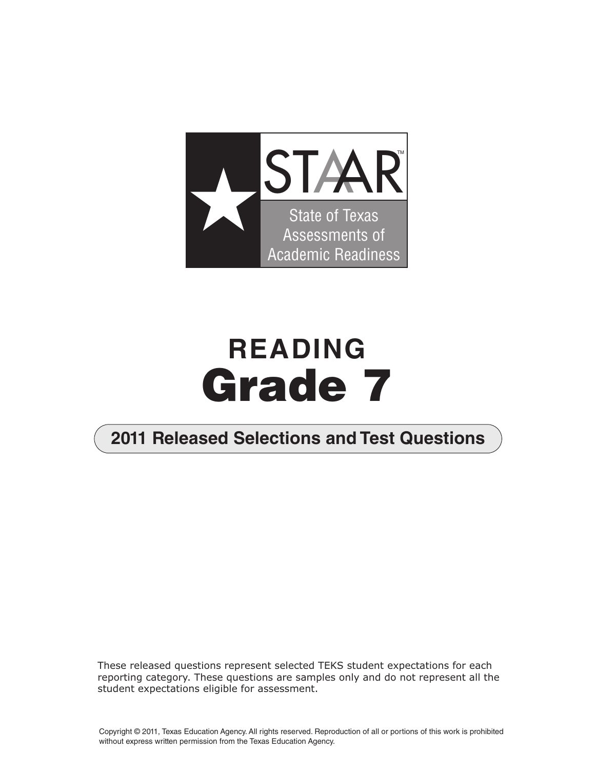STAAR™

State of Texas Assessments of Academic Readiness

# READING
# Grade 7

## 2011 Released Selections and Test Questions

These released questions represent selected TEKS student expectations for each reporting category. These questions are samples only and do not represent all the student expectations eligible for assessment.

Copyright © 2011, Texas Education Agency. All rights reserved. Reproduction of all or portions of this work is prohibited without express written permission from the Texas Education Agency.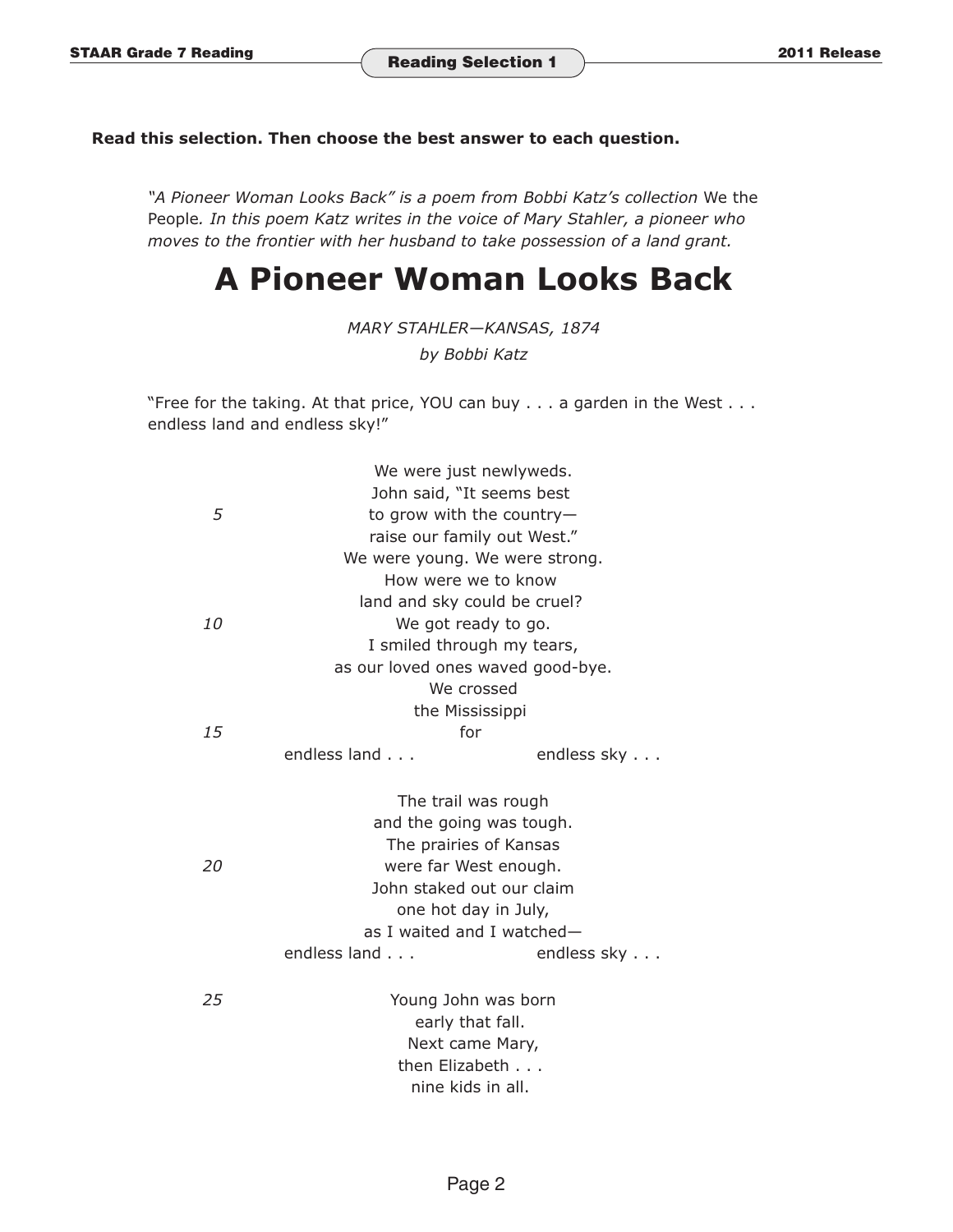**Read this selection. Then choose the best answer to each question.**

*"A Pioneer Woman Looks Back" is a poem from Bobbi Katz's collection* We the People*. In this poem Katz writes in the voice of Mary Stahler, a pioneer who moves to the frontier with her husband to take possession of a land grant.*

# A Pioneer Woman Looks Back

*MARY STAHLER—KANSAS, 1874*

*by Bobbi Katz*

"Free for the taking. At that price, YOU can buy . . . a garden in the West . . .
endless land and endless sky!"

We were just newlyweds.
John said, "It seems best
5 to grow with the country—
raise our family out West."
We were young. We were strong.
How were we to know
land and sky could be cruel?
10 We got ready to go.
I smiled through my tears,
as our loved ones waved good-bye.
We crossed
the Mississippi
15 for
endless land . . . endless sky . . .

The trail was rough
and the going was tough.
The prairies of Kansas
20 were far West enough.
John staked out our claim
one hot day in July,
as I waited and I watched—
endless land . . . endless sky . . .

25 Young John was born
early that fall.
Next came Mary,
then Elizabeth . . .
nine kids in all.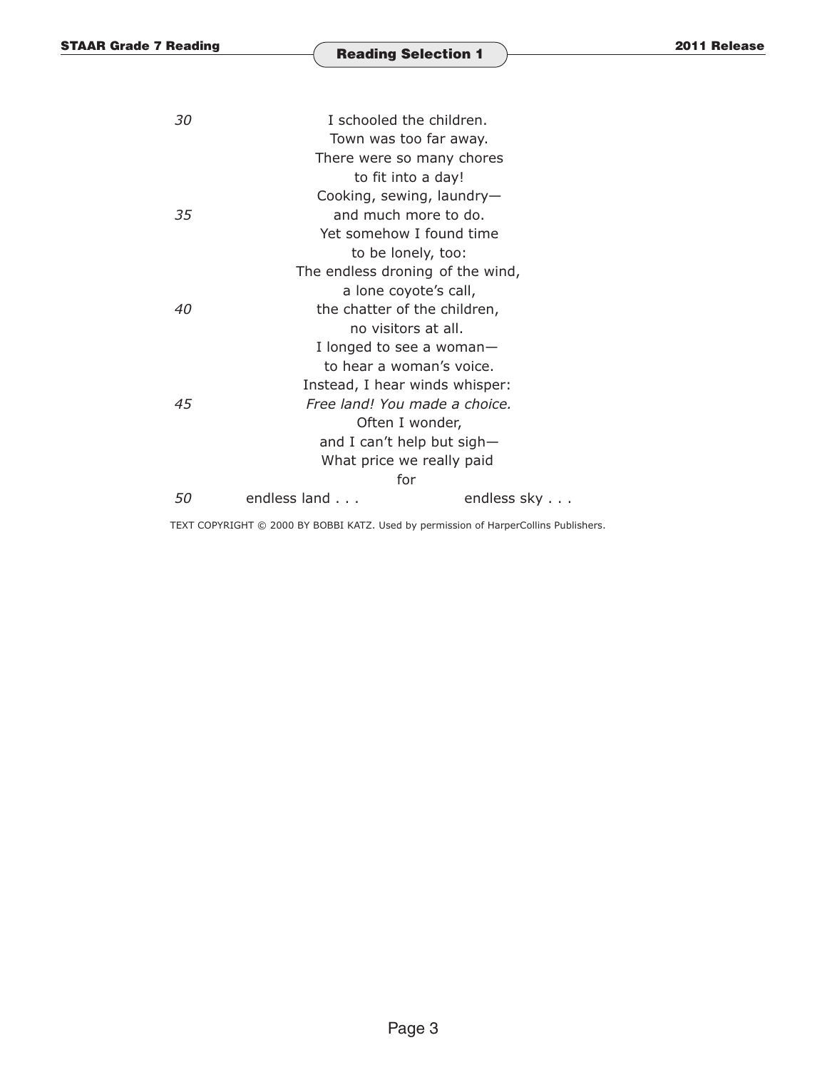30 I schooled the children.
Town was too far away.
There were so many chores
to fit into a day!
Cooking, sewing, laundry—
35 and much more to do.
Yet somehow I found time
to be lonely, too:
The endless droning of the wind,
a lone coyote's call,
40 the chatter of the children,
no visitors at all.
I longed to see a woman—
to hear a woman's voice.
Instead, I hear winds whisper:
45 *Free land! You made a choice.*
Often I wonder,
and I can't help but sigh—
What price we really paid
for
50 endless land . . .          endless sky . . .

TEXT COPYRIGHT © 2000 BY BOBBI KATZ. Used by permission of HarperCollins Publishers.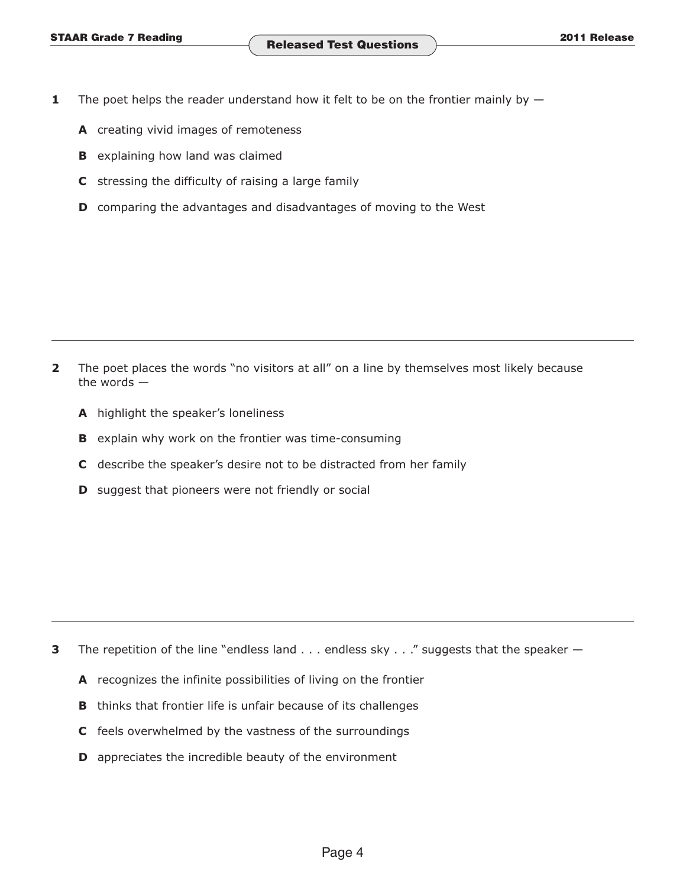**1** The poet helps the reader understand how it felt to be on the frontier mainly by —

**A** creating vivid images of remoteness

**B** explaining how land was claimed

**C** stressing the difficulty of raising a large family

**D** comparing the advantages and disadvantages of moving to the West

---

**2** The poet places the words "no visitors at all" on a line by themselves most likely because the words —

**A** highlight the speaker's loneliness

**B** explain why work on the frontier was time-consuming

**C** describe the speaker's desire not to be distracted from her family

**D** suggest that pioneers were not friendly or social

---

**3** The repetition of the line "endless land . . . endless sky . . ." suggests that the speaker —

**A** recognizes the infinite possibilities of living on the frontier

**B** thinks that frontier life is unfair because of its challenges

**C** feels overwhelmed by the vastness of the surroundings

**D** appreciates the incredible beauty of the environment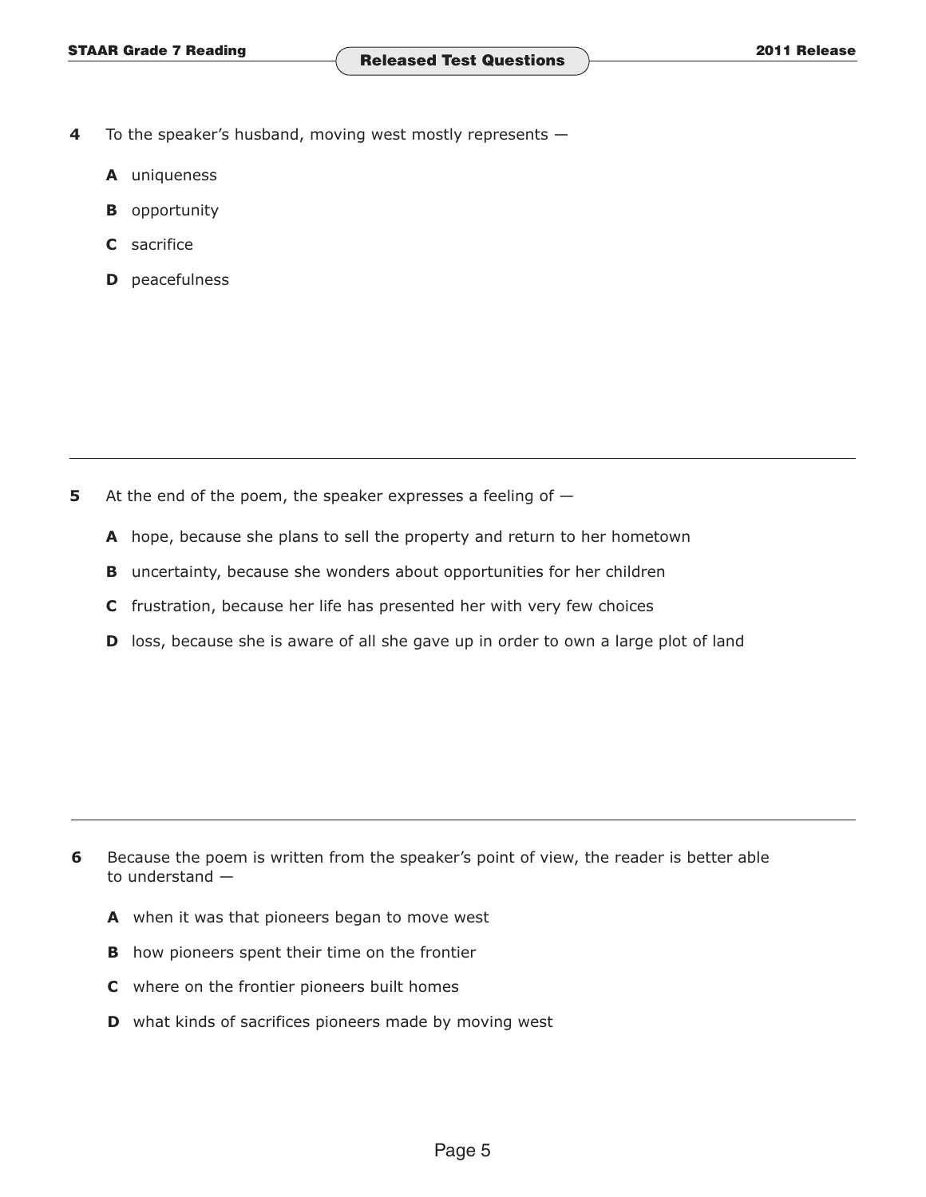**4** To the speaker's husband, moving west mostly represents —

**A** uniqueness

**B** opportunity

**C** sacrifice

**D** peacefulness

---

**5** At the end of the poem, the speaker expresses a feeling of —

**A** hope, because she plans to sell the property and return to her hometown

**B** uncertainty, because she wonders about opportunities for her children

**C** frustration, because her life has presented her with very few choices

**D** loss, because she is aware of all she gave up in order to own a large plot of land

---

**6** Because the poem is written from the speaker's point of view, the reader is better able to understand —

**A** when it was that pioneers began to move west

**B** how pioneers spent their time on the frontier

**C** where on the frontier pioneers built homes

**D** what kinds of sacrifices pioneers made by moving west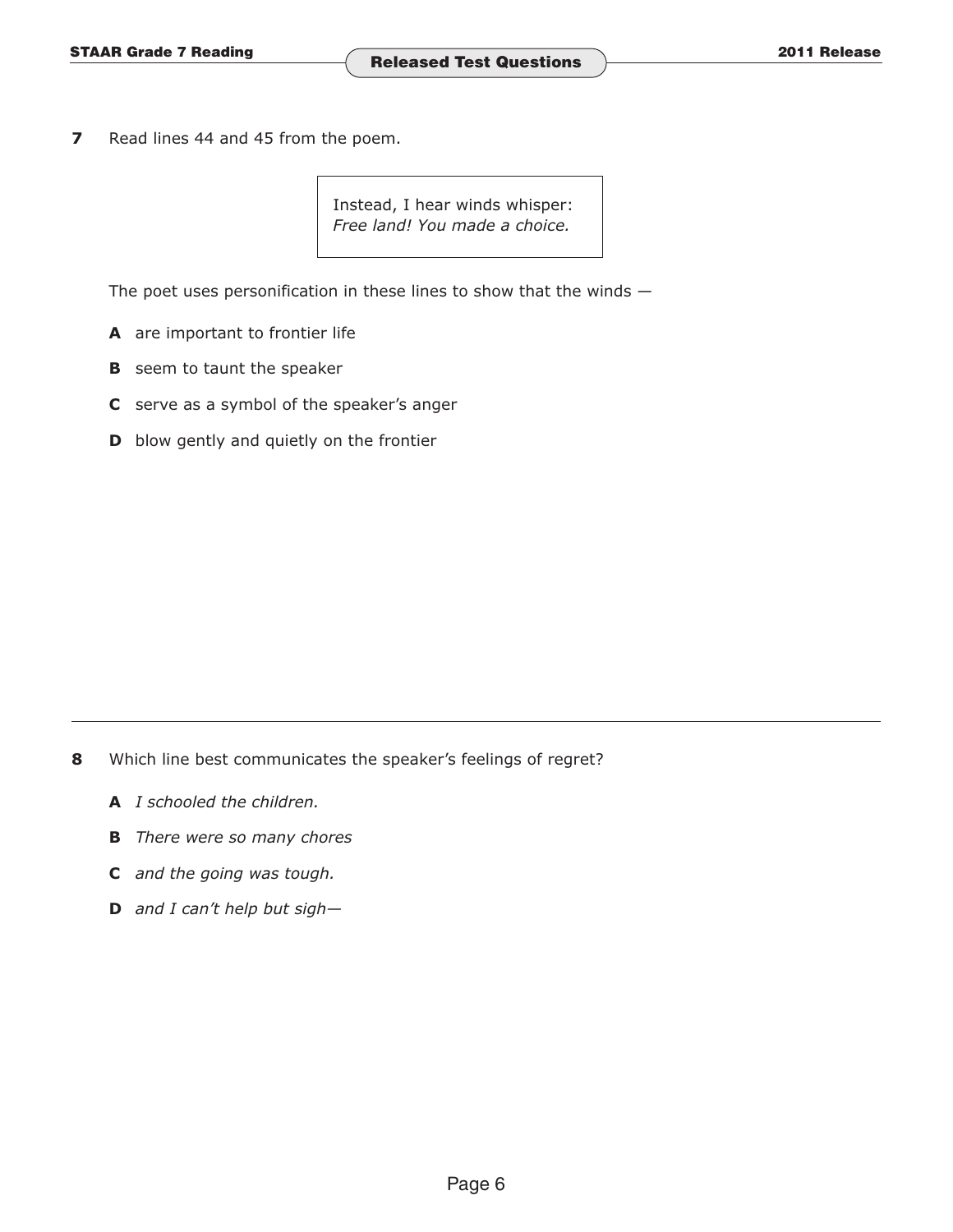**7** Read lines 44 and 45 from the poem.

> Instead, I hear winds whisper:
> *Free land! You made a choice.*

The poet uses personification in these lines to show that the winds —

**A** are important to frontier life

**B** seem to taunt the speaker

**C** serve as a symbol of the speaker's anger

**D** blow gently and quietly on the frontier

---

**8** Which line best communicates the speaker's feelings of regret?

**A** *I schooled the children.*

**B** *There were so many chores*

**C** *and the going was tough.*

**D** *and I can't help but sigh—*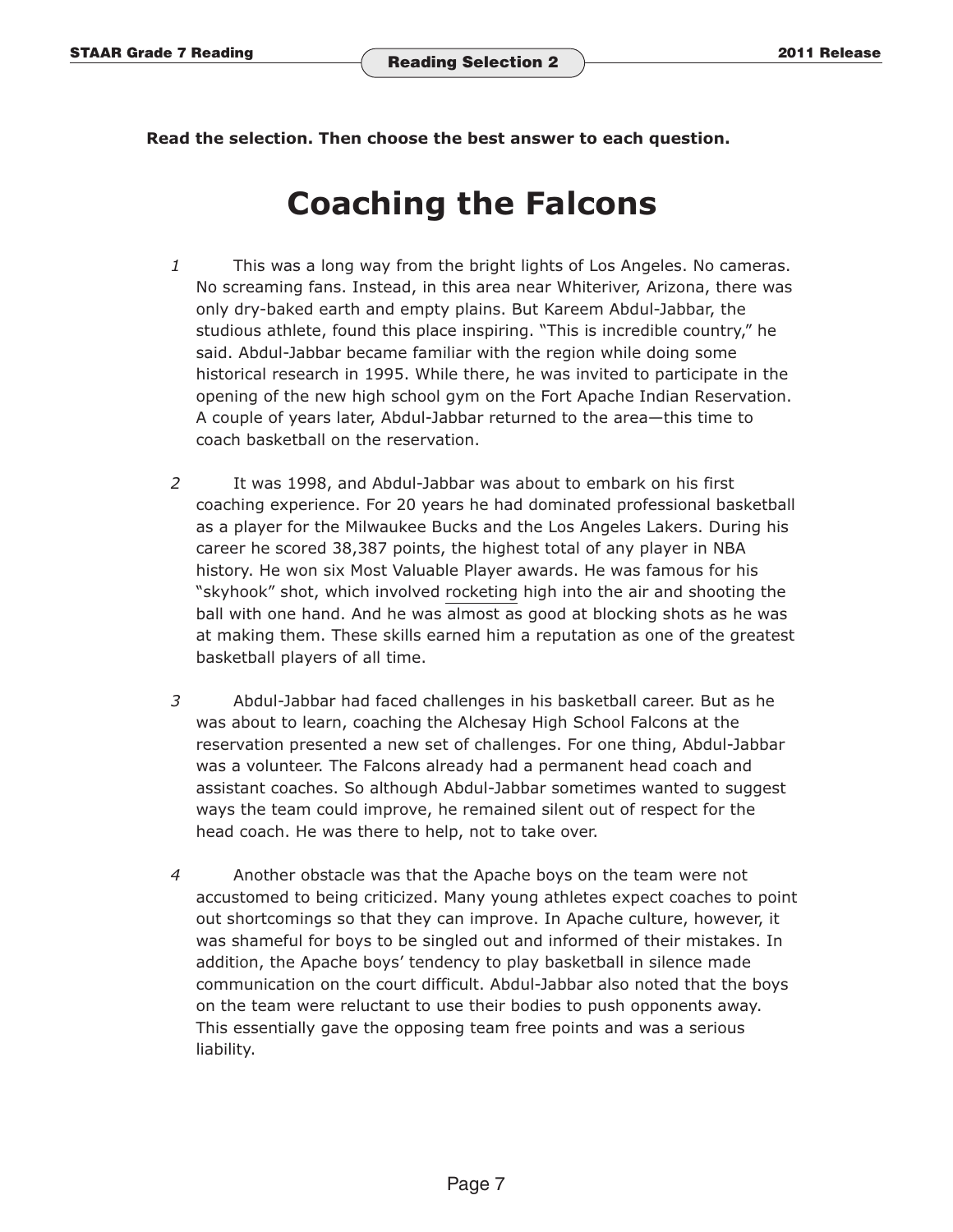Read the selection. Then choose the best answer to each question.

# Coaching the Falcons

*1* This was a long way from the bright lights of Los Angeles. No cameras. No screaming fans. Instead, in this area near Whiteriver, Arizona, there was only dry-baked earth and empty plains. But Kareem Abdul-Jabbar, the studious athlete, found this place inspiring. “This is incredible country,” he said. Abdul-Jabbar became familiar with the region while doing some historical research in 1995. While there, he was invited to participate in the opening of the new high school gym on the Fort Apache Indian Reservation. A couple of years later, Abdul-Jabbar returned to the area—this time to coach basketball on the reservation.

*2* It was 1998, and Abdul-Jabbar was about to embark on his first coaching experience. For 20 years he had dominated professional basketball as a player for the Milwaukee Bucks and the Los Angeles Lakers. During his career he scored 38,387 points, the highest total of any player in NBA history. He won six Most Valuable Player awards. He was famous for his “skyhook” shot, which involved <u>rocketing</u> high into the air and shooting the ball with one hand. And he was almost as good at blocking shots as he was at making them. These skills earned him a reputation as one of the greatest basketball players of all time.

*3* Abdul-Jabbar had faced challenges in his basketball career. But as he was about to learn, coaching the Alchesay High School Falcons at the reservation presented a new set of challenges. For one thing, Abdul-Jabbar was a volunteer. The Falcons already had a permanent head coach and assistant coaches. So although Abdul-Jabbar sometimes wanted to suggest ways the team could improve, he remained silent out of respect for the head coach. He was there to help, not to take over.

*4* Another obstacle was that the Apache boys on the team were not accustomed to being criticized. Many young athletes expect coaches to point out shortcomings so that they can improve. In Apache culture, however, it was shameful for boys to be singled out and informed of their mistakes. In addition, the Apache boys’ tendency to play basketball in silence made communication on the court difficult. Abdul-Jabbar also noted that the boys on the team were reluctant to use their bodies to push opponents away. This essentially gave the opposing team free points and was a serious liability.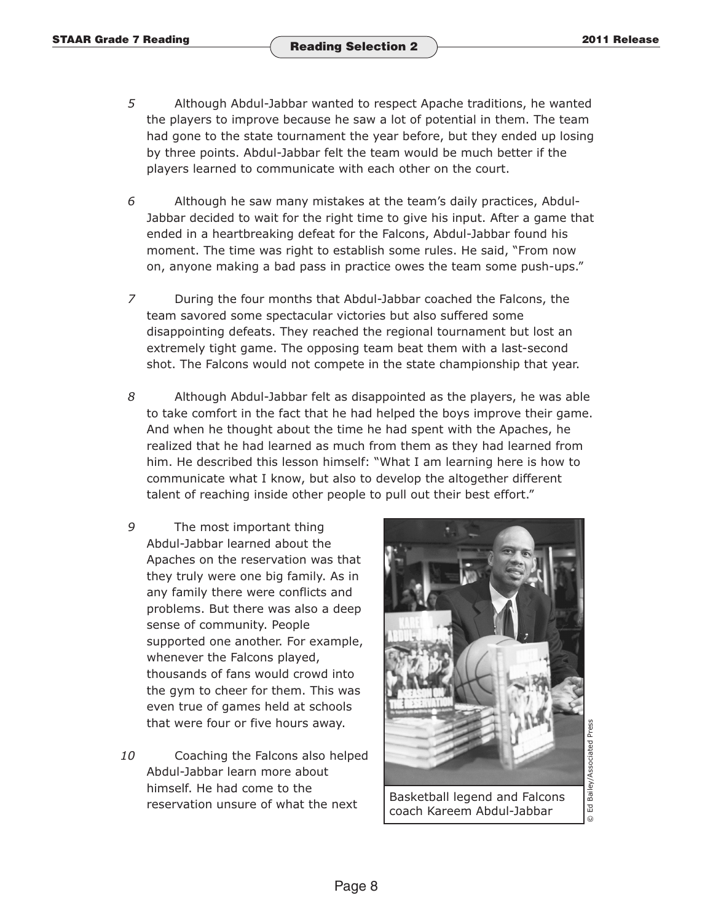5 Although Abdul-Jabbar wanted to respect Apache traditions, he wanted the players to improve because he saw a lot of potential in them. The team had gone to the state tournament the year before, but they ended up losing by three points. Abdul-Jabbar felt the team would be much better if the players learned to communicate with each other on the court.

6 Although he saw many mistakes at the team's daily practices, Abdul-Jabbar decided to wait for the right time to give his input. After a game that ended in a heartbreaking defeat for the Falcons, Abdul-Jabbar found his moment. The time was right to establish some rules. He said, "From now on, anyone making a bad pass in practice owes the team some push-ups."

7 During the four months that Abdul-Jabbar coached the Falcons, the team savored some spectacular victories but also suffered some disappointing defeats. They reached the regional tournament but lost an extremely tight game. The opposing team beat them with a last-second shot. The Falcons would not compete in the state championship that year.

8 Although Abdul-Jabbar felt as disappointed as the players, he was able to take comfort in the fact that he had helped the boys improve their game. And when he thought about the time he had spent with the Apaches, he realized that he had learned as much from them as they had learned from him. He described this lesson himself: "What I am learning here is how to communicate what I know, but also to develop the altogether different talent of reaching inside other people to pull out their best effort."

9 The most important thing Abdul-Jabbar learned about the Apaches on the reservation was that they truly were one big family. As in any family there were conflicts and problems. But there was also a deep sense of community. People supported one another. For example, whenever the Falcons played, thousands of fans would crowd into the gym to cheer for them. This was even true of games held at schools that were four or five hours away.

Basketball legend and Falcons coach Kareem Abdul-Jabbar

© Ed Bailey/Associated Press

10 Coaching the Falcons also helped Abdul-Jabbar learn more about himself. He had come to the reservation unsure of what the next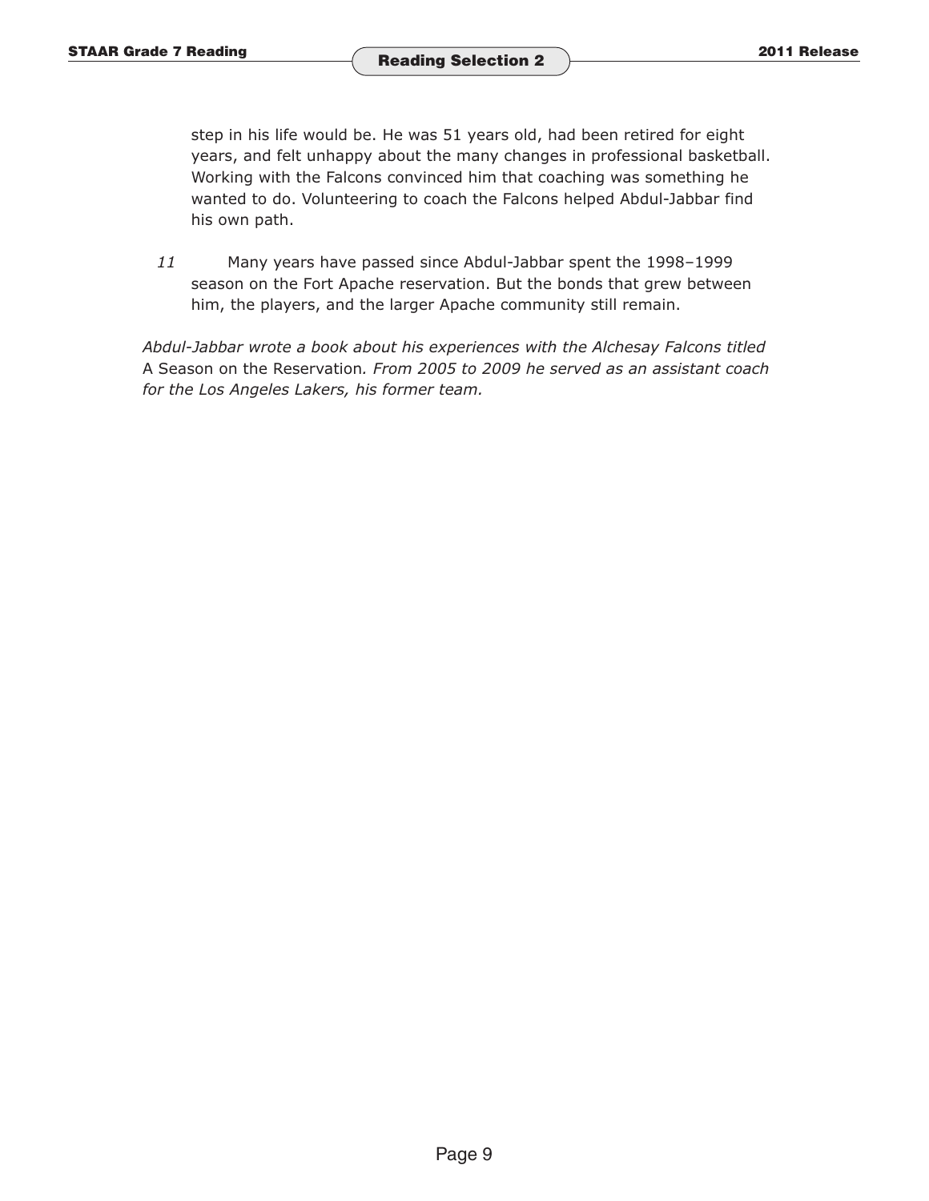step in his life would be. He was 51 years old, had been retired for eight years, and felt unhappy about the many changes in professional basketball. Working with the Falcons convinced him that coaching was something he wanted to do. Volunteering to coach the Falcons helped Abdul-Jabbar find his own path.

*11* Many years have passed since Abdul-Jabbar spent the 1998–1999 season on the Fort Apache reservation. But the bonds that grew between him, the players, and the larger Apache community still remain.

*Abdul-Jabbar wrote a book about his experiences with the Alchesay Falcons titled* A Season on the Reservation*. From 2005 to 2009 he served as an assistant coach for the Los Angeles Lakers, his former team.*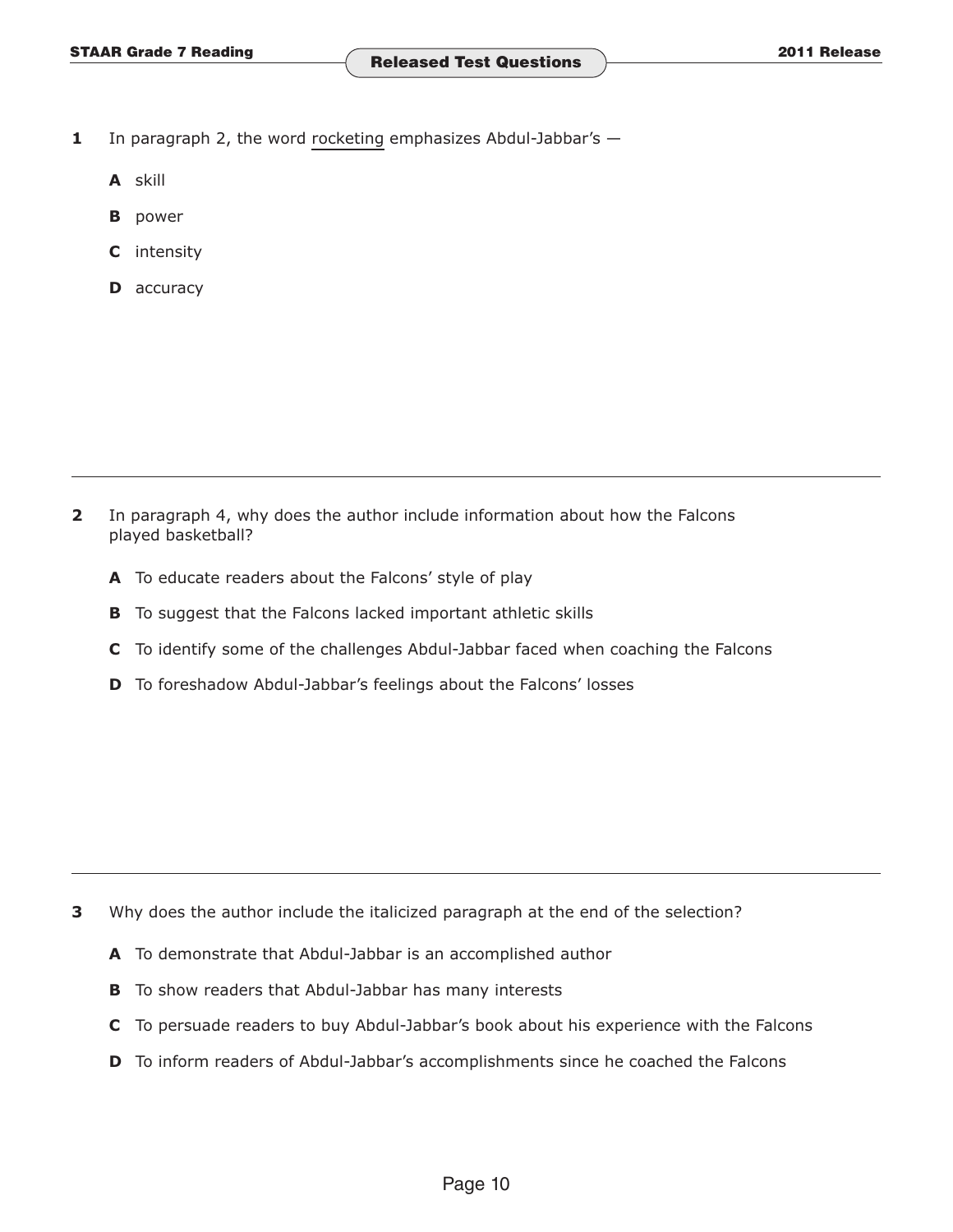**1** In paragraph 2, the word <u>rocketing</u> emphasizes Abdul-Jabbar's —

**A** skill

**B** power

**C** intensity

**D** accuracy

---

**2** In paragraph 4, why does the author include information about how the Falcons played basketball?

**A** To educate readers about the Falcons' style of play

**B** To suggest that the Falcons lacked important athletic skills

**C** To identify some of the challenges Abdul-Jabbar faced when coaching the Falcons

**D** To foreshadow Abdul-Jabbar's feelings about the Falcons' losses

---

**3** Why does the author include the italicized paragraph at the end of the selection?

**A** To demonstrate that Abdul-Jabbar is an accomplished author

**B** To show readers that Abdul-Jabbar has many interests

**C** To persuade readers to buy Abdul-Jabbar's book about his experience with the Falcons

**D** To inform readers of Abdul-Jabbar's accomplishments since he coached the Falcons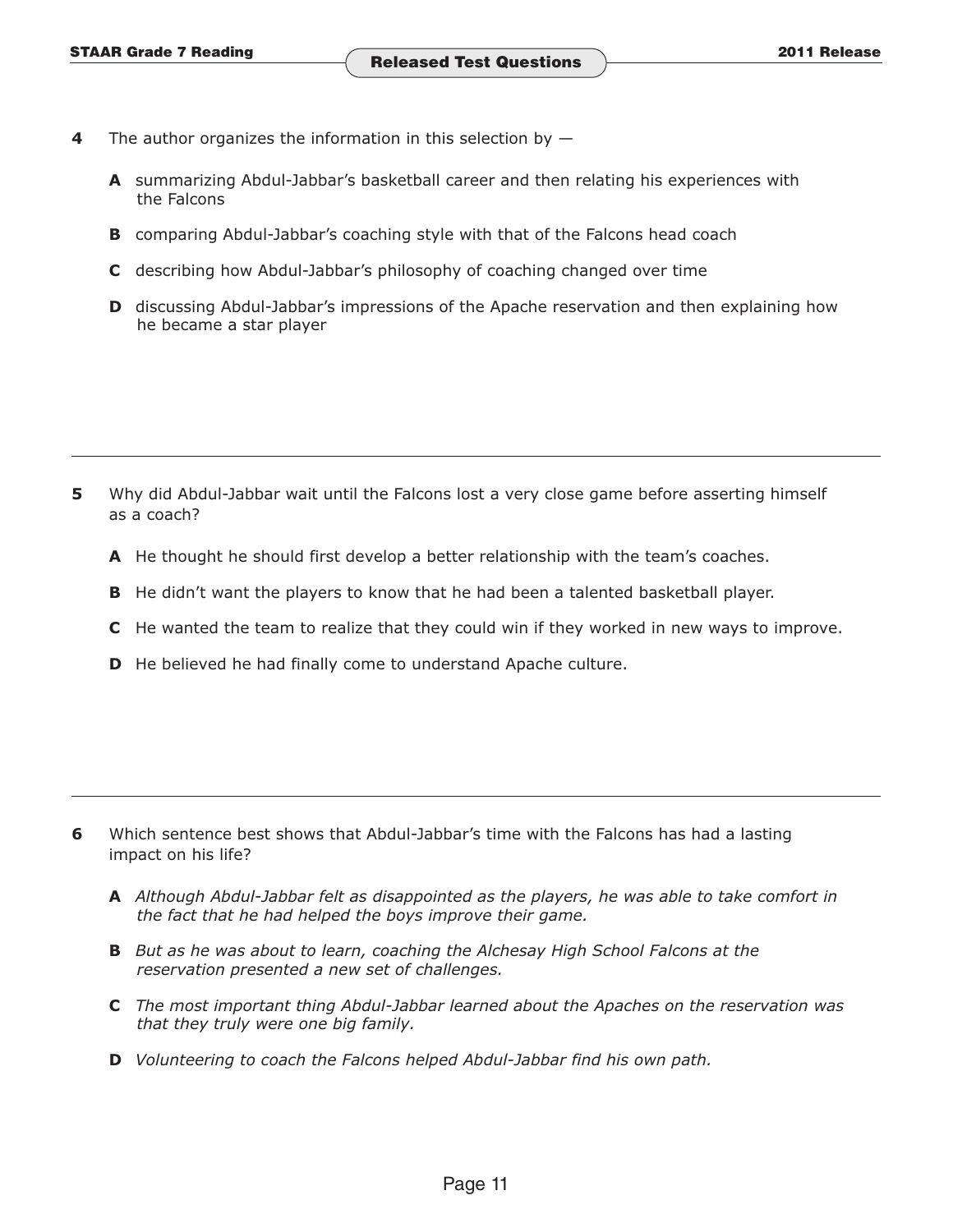**4** The author organizes the information in this selection by —

**A** summarizing Abdul-Jabbar's basketball career and then relating his experiences with the Falcons

**B** comparing Abdul-Jabbar's coaching style with that of the Falcons head coach

**C** describing how Abdul-Jabbar's philosophy of coaching changed over time

**D** discussing Abdul-Jabbar's impressions of the Apache reservation and then explaining how he became a star player

---

**5** Why did Abdul-Jabbar wait until the Falcons lost a very close game before asserting himself as a coach?

**A** He thought he should first develop a better relationship with the team's coaches.

**B** He didn't want the players to know that he had been a talented basketball player.

**C** He wanted the team to realize that they could win if they worked in new ways to improve.

**D** He believed he had finally come to understand Apache culture.

---

**6** Which sentence best shows that Abdul-Jabbar's time with the Falcons has had a lasting impact on his life?

**A** *Although Abdul-Jabbar felt as disappointed as the players, he was able to take comfort in the fact that he had helped the boys improve their game.*

**B** *But as he was about to learn, coaching the Alchesay High School Falcons at the reservation presented a new set of challenges.*

**C** *The most important thing Abdul-Jabbar learned about the Apaches on the reservation was that they truly were one big family.*

**D** *Volunteering to coach the Falcons helped Abdul-Jabbar find his own path.*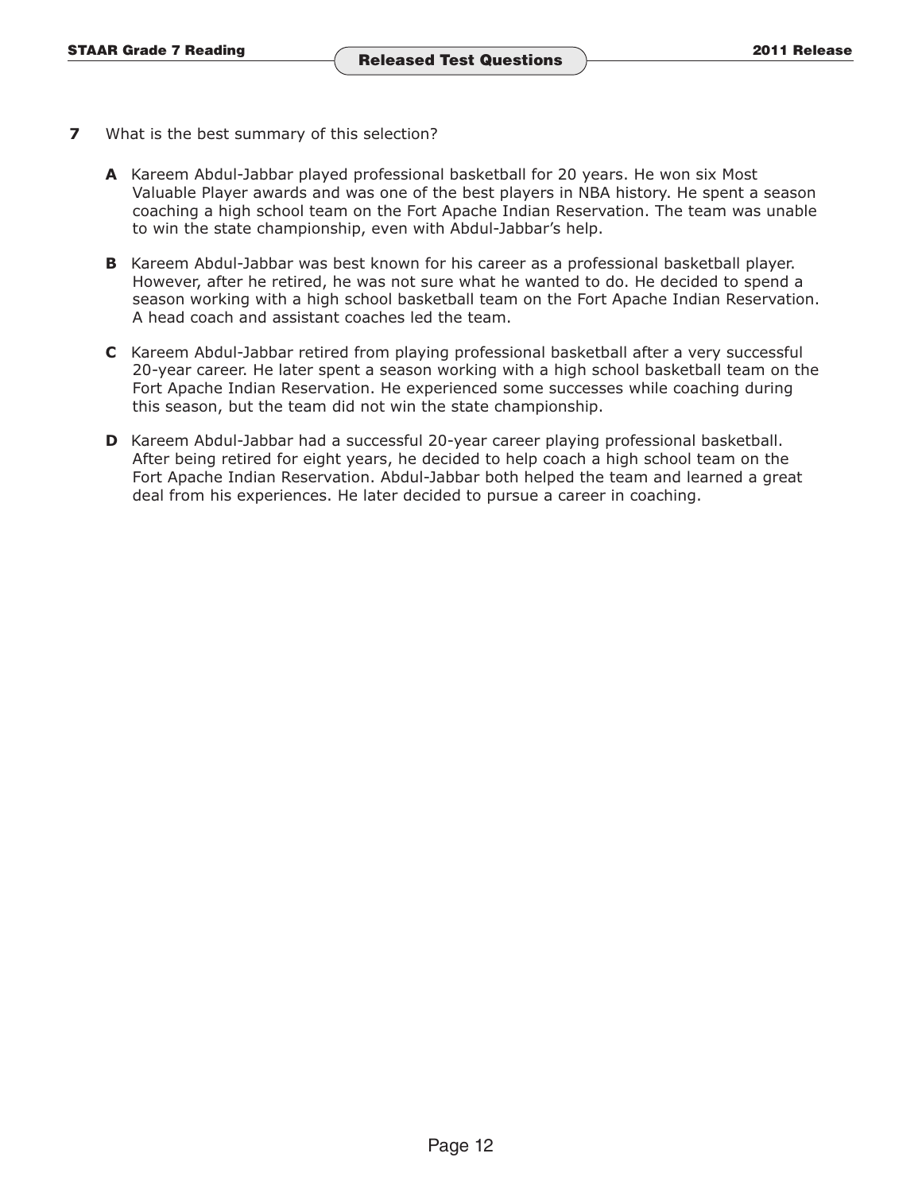**7** What is the best summary of this selection?

**A** Kareem Abdul-Jabbar played professional basketball for 20 years. He won six Most Valuable Player awards and was one of the best players in NBA history. He spent a season coaching a high school team on the Fort Apache Indian Reservation. The team was unable to win the state championship, even with Abdul-Jabbar's help.

**B** Kareem Abdul-Jabbar was best known for his career as a professional basketball player. However, after he retired, he was not sure what he wanted to do. He decided to spend a season working with a high school basketball team on the Fort Apache Indian Reservation. A head coach and assistant coaches led the team.

**C** Kareem Abdul-Jabbar retired from playing professional basketball after a very successful 20-year career. He later spent a season working with a high school basketball team on the Fort Apache Indian Reservation. He experienced some successes while coaching during this season, but the team did not win the state championship.

**D** Kareem Abdul-Jabbar had a successful 20-year career playing professional basketball. After being retired for eight years, he decided to help coach a high school team on the Fort Apache Indian Reservation. Abdul-Jabbar both helped the team and learned a great deal from his experiences. He later decided to pursue a career in coaching.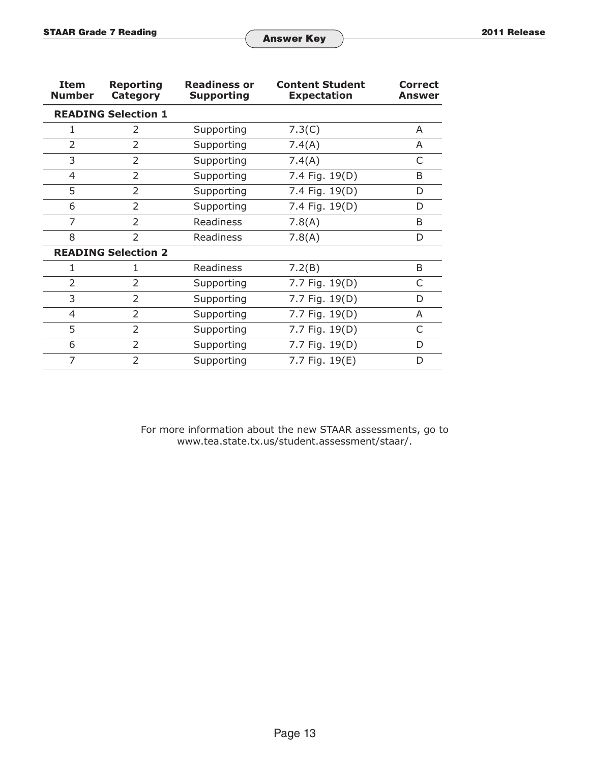| Item Number | Reporting Category | Readiness or Supporting | Content Student Expectation | Correct Answer |
|---|---|---|---|---|
| **READING Selection 1** | | | | |
| 1 | 2 | Supporting | 7.3(C) | A |
| 2 | 2 | Supporting | 7.4(A) | A |
| 3 | 2 | Supporting | 7.4(A) | C |
| 4 | 2 | Supporting | 7.4 Fig. 19(D) | B |
| 5 | 2 | Supporting | 7.4 Fig. 19(D) | D |
| 6 | 2 | Supporting | 7.4 Fig. 19(D) | D |
| 7 | 2 | Readiness | 7.8(A) | B |
| 8 | 2 | Readiness | 7.8(A) | D |
| **READING Selection 2** | | | | |
| 1 | 1 | Readiness | 7.2(B) | B |
| 2 | 2 | Supporting | 7.7 Fig. 19(D) | C |
| 3 | 2 | Supporting | 7.7 Fig. 19(D) | D |
| 4 | 2 | Supporting | 7.7 Fig. 19(D) | A |
| 5 | 2 | Supporting | 7.7 Fig. 19(D) | C |
| 6 | 2 | Supporting | 7.7 Fig. 19(D) | D |
| 7 | 2 | Supporting | 7.7 Fig. 19(E) | D |

For more information about the new STAAR assessments, go to www.tea.state.tx.us/student.assessment/staar/.